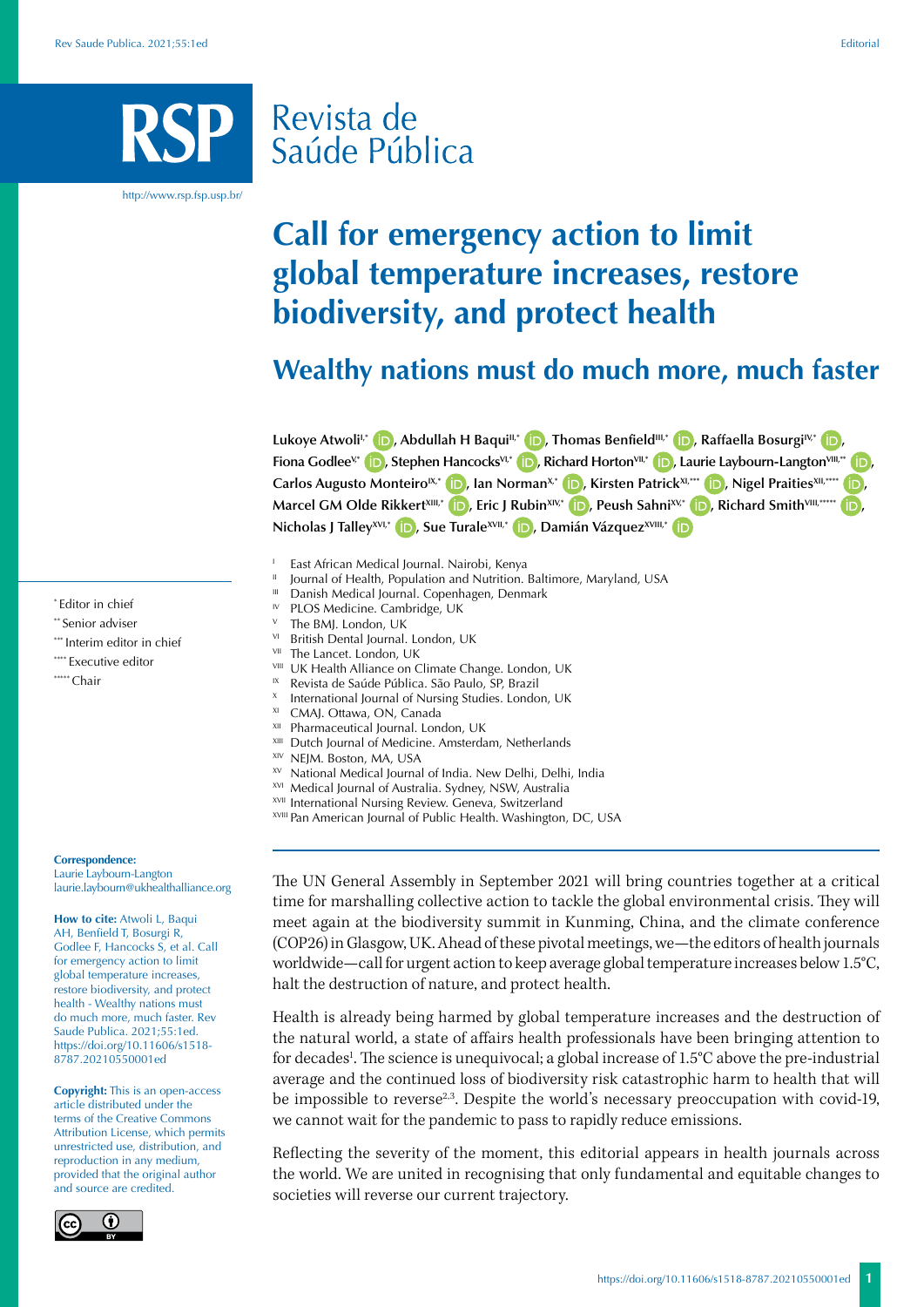# Call for emergency action to limit global temperature increases, restore biodiversity, and protect health

## Wealthy nations must do much more, much faster

**Lukoye Atwoli**[I,*], **Abdullah H Baqui**[II,*], **Thomas Benfield**[III,*], **Raffaella Bosurgi**[IV,*], **Fiona Godlee**[V,*], **Stephen Hancocks**[VI,*], **Richard Horton**[VII,*], **Laurie Laybourn-Langton**[VIII,**], **Carlos Augusto Monteiro**[IX,*], **Ian Norman**[X,*], **Kirsten Patrick**[XI,***], **Nigel Praities**[XII,****], **Marcel GM Olde Rikkert**[XIII,*], **Eric J Rubin**[XIV,*], **Peush Sahni**[XV,*], **Richard Smith**[VIII,*****], **Nicholas J Talley**[XVI,*], **Sue Turale**[XVII,*], **Damián Vázquez**[XVIII,*]

- I East African Medical Journal. Nairobi, Kenya
- II Journal of Health, Population and Nutrition. Baltimore, Maryland, USA
- III Danish Medical Journal. Copenhagen, Denmark
- IV PLOS Medicine. Cambridge, UK
- V The BMJ. London, UK
- VI British Dental Journal. London, UK
- VII The Lancet. London, UK
- VIII UK Health Alliance on Climate Change. London, UK
- IX Revista de Saúde Pública. São Paulo, SP, Brazil
- X International Journal of Nursing Studies. London, UK
- XI CMAJ. Ottawa, ON, Canada
- XII Pharmaceutical Journal. London, UK
- XIII Dutch Journal of Medicine. Amsterdam, Netherlands
- XIV NEJM. Boston, MA, USA
- XV National Medical Journal of India. New Delhi, Delhi, India
- XVI Medical Journal of Australia. Sydney, NSW, Australia
- XVII International Nursing Review. Geneva, Switzerland
- XVIII Pan American Journal of Public Health. Washington, DC, USA

\* Editor in chief
\** Senior adviser
\*** Interim editor in chief
\**** Executive editor
\***** Chair

**Correspondence:**
Laurie Laybourn-Langton
laurie.laybourn@ukhealthalliance.org

**How to cite:** Atwoli L, Baqui AH, Benfield T, Bosurgi R, Godlee F, Hancocks S, et al. Call for emergency action to limit global temperature increases, restore biodiversity, and protect health - Wealthy nations must do much more, much faster. Rev Saude Publica. 2021;55:1ed. https://doi.org/10.11606/s1518-8787.20210550001ed

**Copyright:** This is an open-access article distributed under the terms of the Creative Commons Attribution License, which permits unrestricted use, distribution, and reproduction in any medium, provided that the original author and source are credited.

---

The UN General Assembly in September 2021 will bring countries together at a critical time for marshalling collective action to tackle the global environmental crisis. They will meet again at the biodiversity summit in Kunming, China, and the climate conference (COP26) in Glasgow, UK. Ahead of these pivotal meetings, we—the editors of health journals worldwide—call for urgent action to keep average global temperature increases below 1.5°C, halt the destruction of nature, and protect health.

Health is already being harmed by global temperature increases and the destruction of the natural world, a state of affairs health professionals have been bringing attention to for decades[1]. The science is unequivocal; a global increase of 1.5°C above the pre-industrial average and the continued loss of biodiversity risk catastrophic harm to health that will be impossible to reverse[2,3]. Despite the world's necessary preoccupation with covid-19, we cannot wait for the pandemic to pass to rapidly reduce emissions.

Reflecting the severity of the moment, this editorial appears in health journals across the world. We are united in recognising that only fundamental and equitable changes to societies will reverse our current trajectory.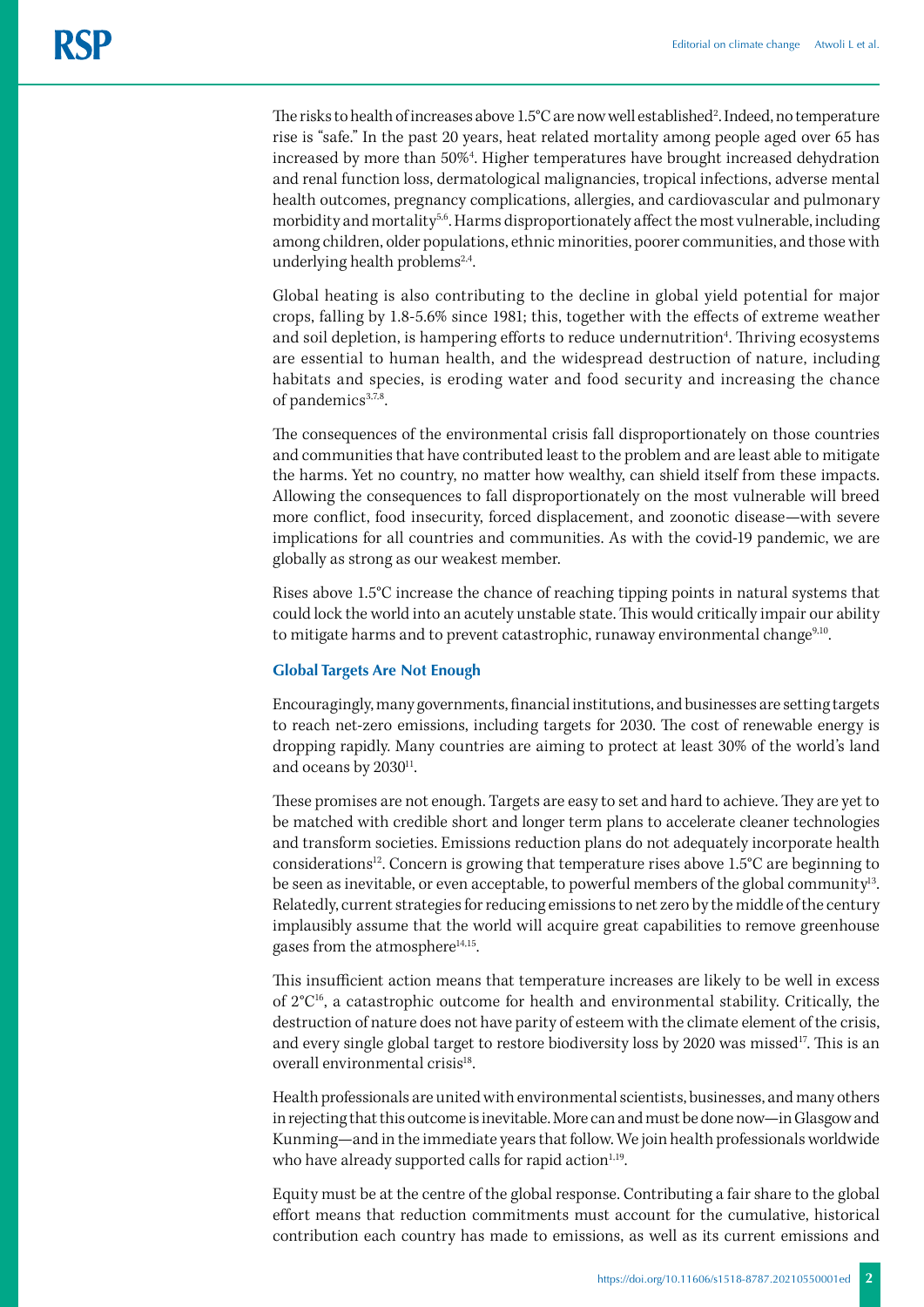The risks to health of increases above 1.5°C are now well established[2]. Indeed, no temperature rise is "safe." In the past 20 years, heat related mortality among people aged over 65 has increased by more than 50%[4]. Higher temperatures have brought increased dehydration and renal function loss, dermatological malignancies, tropical infections, adverse mental health outcomes, pregnancy complications, allergies, and cardiovascular and pulmonary morbidity and mortality[5,6]. Harms disproportionately affect the most vulnerable, including among children, older populations, ethnic minorities, poorer communities, and those with underlying health problems[2,4].

Global heating is also contributing to the decline in global yield potential for major crops, falling by 1.8-5.6% since 1981; this, together with the effects of extreme weather and soil depletion, is hampering efforts to reduce undernutrition[4]. Thriving ecosystems are essential to human health, and the widespread destruction of nature, including habitats and species, is eroding water and food security and increasing the chance of pandemics[3,7,8].

The consequences of the environmental crisis fall disproportionately on those countries and communities that have contributed least to the problem and are least able to mitigate the harms. Yet no country, no matter how wealthy, can shield itself from these impacts. Allowing the consequences to fall disproportionately on the most vulnerable will breed more conflict, food insecurity, forced displacement, and zoonotic disease—with severe implications for all countries and communities. As with the covid-19 pandemic, we are globally as strong as our weakest member.

Rises above 1.5°C increase the chance of reaching tipping points in natural systems that could lock the world into an acutely unstable state. This would critically impair our ability to mitigate harms and to prevent catastrophic, runaway environmental change[9,10].

### Global Targets Are Not Enough

Encouragingly, many governments, financial institutions, and businesses are setting targets to reach net-zero emissions, including targets for 2030. The cost of renewable energy is dropping rapidly. Many countries are aiming to protect at least 30% of the world's land and oceans by 2030[11].

These promises are not enough. Targets are easy to set and hard to achieve. They are yet to be matched with credible short and longer term plans to accelerate cleaner technologies and transform societies. Emissions reduction plans do not adequately incorporate health considerations[12]. Concern is growing that temperature rises above 1.5°C are beginning to be seen as inevitable, or even acceptable, to powerful members of the global community[13]. Relatedly, current strategies for reducing emissions to net zero by the middle of the century implausibly assume that the world will acquire great capabilities to remove greenhouse gases from the atmosphere[14,15].

This insufficient action means that temperature increases are likely to be well in excess of 2°C[16], a catastrophic outcome for health and environmental stability. Critically, the destruction of nature does not have parity of esteem with the climate element of the crisis, and every single global target to restore biodiversity loss by 2020 was missed[17]. This is an overall environmental crisis[18].

Health professionals are united with environmental scientists, businesses, and many others in rejecting that this outcome is inevitable. More can and must be done now—in Glasgow and Kunming—and in the immediate years that follow. We join health professionals worldwide who have already supported calls for rapid action[1,19].

Equity must be at the centre of the global response. Contributing a fair share to the global effort means that reduction commitments must account for the cumulative, historical contribution each country has made to emissions, as well as its current emissions and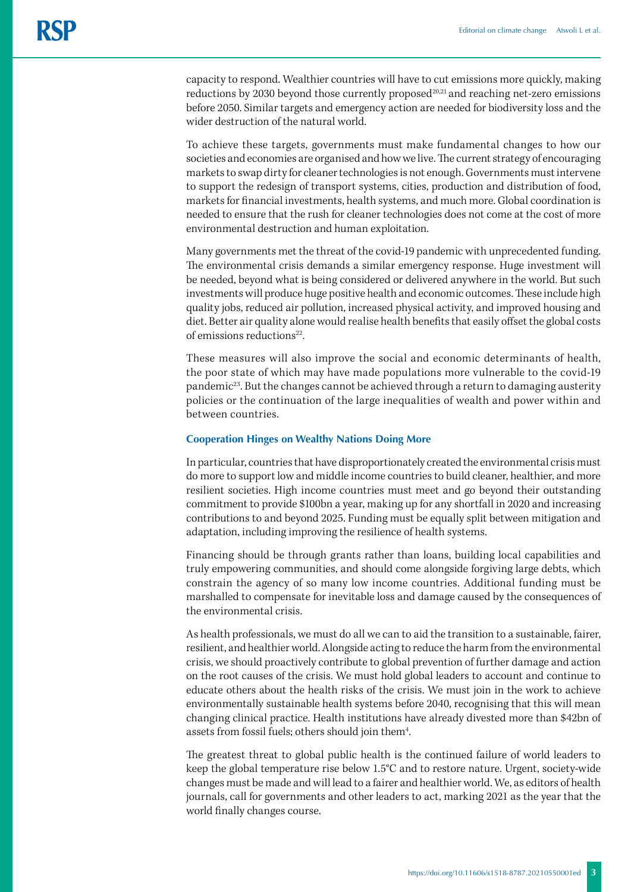capacity to respond. Wealthier countries will have to cut emissions more quickly, making reductions by 2030 beyond those currently proposed[20,21] and reaching net-zero emissions before 2050. Similar targets and emergency action are needed for biodiversity loss and the wider destruction of the natural world.

To achieve these targets, governments must make fundamental changes to how our societies and economies are organised and how we live. The current strategy of encouraging markets to swap dirty for cleaner technologies is not enough. Governments must intervene to support the redesign of transport systems, cities, production and distribution of food, markets for financial investments, health systems, and much more. Global coordination is needed to ensure that the rush for cleaner technologies does not come at the cost of more environmental destruction and human exploitation.

Many governments met the threat of the covid-19 pandemic with unprecedented funding. The environmental crisis demands a similar emergency response. Huge investment will be needed, beyond what is being considered or delivered anywhere in the world. But such investments will produce huge positive health and economic outcomes. These include high quality jobs, reduced air pollution, increased physical activity, and improved housing and diet. Better air quality alone would realise health benefits that easily offset the global costs of emissions reductions[22].

These measures will also improve the social and economic determinants of health, the poor state of which may have made populations more vulnerable to the covid-19 pandemic[23]. But the changes cannot be achieved through a return to damaging austerity policies or the continuation of the large inequalities of wealth and power within and between countries.

#### Cooperation Hinges on Wealthy Nations Doing More

In particular, countries that have disproportionately created the environmental crisis must do more to support low and middle income countries to build cleaner, healthier, and more resilient societies. High income countries must meet and go beyond their outstanding commitment to provide $100bn a year, making up for any shortfall in 2020 and increasing contributions to and beyond 2025. Funding must be equally split between mitigation and adaptation, including improving the resilience of health systems.

Financing should be through grants rather than loans, building local capabilities and truly empowering communities, and should come alongside forgiving large debts, which constrain the agency of so many low income countries. Additional funding must be marshalled to compensate for inevitable loss and damage caused by the consequences of the environmental crisis.

As health professionals, we must do all we can to aid the transition to a sustainable, fairer, resilient, and healthier world. Alongside acting to reduce the harm from the environmental crisis, we should proactively contribute to global prevention of further damage and action on the root causes of the crisis. We must hold global leaders to account and continue to educate others about the health risks of the crisis. We must join in the work to achieve environmentally sustainable health systems before 2040, recognising that this will mean changing clinical practice. Health institutions have already divested more than $42bn of assets from fossil fuels; others should join them[4].

The greatest threat to global public health is the continued failure of world leaders to keep the global temperature rise below 1.5°C and to restore nature. Urgent, society-wide changes must be made and will lead to a fairer and healthier world. We, as editors of health journals, call for governments and other leaders to act, marking 2021 as the year that the world finally changes course.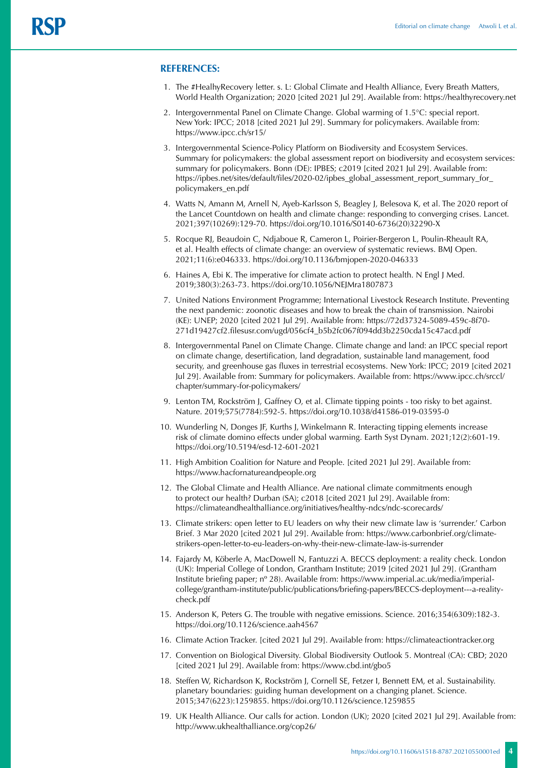## REFERENCES:

1. The #HealhyRecovery letter. s. L: Global Climate and Health Alliance, Every Breath Matters, World Health Organization; 2020 [cited 2021 Jul 29]. Available from: https://healthyrecovery.net
2. Intergovernmental Panel on Climate Change. Global warming of 1.5°C: special report. New York: IPCC; 2018 [cited 2021 Jul 29]. Summary for policymakers. Available from: https://www.ipcc.ch/sr15/
3. Intergovernmental Science-Policy Platform on Biodiversity and Ecosystem Services. Summary for policymakers: the global assessment report on biodiversity and ecosystem services: summary for policymakers. Bonn (DE): IPBES; c2019 [cited 2021 Jul 29]. Available from: https://ipbes.net/sites/default/files/2020-02/ipbes_global_assessment_report_summary_for_policymakers_en.pdf
4. Watts N, Amann M, Arnell N, Ayeb-Karlsson S, Beagley J, Belesova K, et al. The 2020 report of the Lancet Countdown on health and climate change: responding to converging crises. Lancet. 2021;397(10269):129-70. https://doi.org/10.1016/S0140-6736(20)32290-X
5. Rocque RJ, Beaudoin C, Ndjaboue R, Cameron L, Poirier-Bergeron L, Poulin-Rheault RA, et al. Health effects of climate change: an overview of systematic reviews. BMJ Open. 2021;11(6):e046333. https://doi.org/10.1136/bmjopen-2020-046333
6. Haines A, Ebi K. The imperative for climate action to protect health. N Engl J Med. 2019;380(3):263-73. https://doi.org/10.1056/NEJMra1807873
7. United Nations Environment Programme; International Livestock Research Institute. Preventing the next pandemic: zoonotic diseases and how to break the chain of transmission. Nairobi (KE): UNEP; 2020 [cited 2021 Jul 29]. Available from: https://72d37324-5089-459c-8f70-271d19427cf2.filesusr.com/ugd/056cf4_b5b2fc067f094dd3b2250cda15c47acd.pdf
8. Intergovernmental Panel on Climate Change. Climate change and land: an IPCC special report on climate change, desertification, land degradation, sustainable land management, food security, and greenhouse gas fluxes in terrestrial ecosystems. New York: IPCC; 2019 [cited 2021 Jul 29]. Available from: Summary for policymakers. Available from: https://www.ipcc.ch/srccl/chapter/summary-for-policymakers/
9. Lenton TM, Rockström J, Gaffney O, et al. Climate tipping points - too risky to bet against. Nature. 2019;575(7784):592-5. https://doi.org/10.1038/d41586-019-03595-0
10. Wunderling N, Donges JF, Kurths J, Winkelmann R. Interacting tipping elements increase risk of climate domino effects under global warming. Earth Syst Dynam. 2021;12(2):601-19. https://doi.org/10.5194/esd-12-601-2021
11. High Ambition Coalition for Nature and People. [cited 2021 Jul 29]. Available from: https://www.hacfornatureandpeople.org
12. The Global Climate and Health Alliance. Are national climate commitments enough to protect our health? Durban (SA); c2018 [cited 2021 Jul 29]. Available from: https://climateandhealthalliance.org/initiatives/healthy-ndcs/ndc-scorecards/
13. Climate strikers: open letter to EU leaders on why their new climate law is 'surrender.' Carbon Brief. 3 Mar 2020 [cited 2021 Jul 29]. Available from: https://www.carbonbrief.org/climate-strikers-open-letter-to-eu-leaders-on-why-their-new-climate-law-is-surrender
14. Fajardy M, Köberle A, MacDowell N, Fantuzzi A. BECCS deployment: a reality check. London (UK): Imperial College of London, Grantham Institute; 2019 [cited 2021 Jul 29]. (Grantham Institute briefing paper; nº 28). Available from: https://www.imperial.ac.uk/media/imperial-college/grantham-institute/public/publications/briefing-papers/BECCS-deployment---a-reality-check.pdf
15. Anderson K, Peters G. The trouble with negative emissions. Science. 2016;354(6309):182-3. https://doi.org/10.1126/science.aah4567
16. Climate Action Tracker. [cited 2021 Jul 29]. Available from: https://climateactiontracker.org
17. Convention on Biological Diversity. Global Biodiversity Outlook 5. Montreal (CA): CBD; 2020 [cited 2021 Jul 29]. Available from: https://www.cbd.int/gbo5
18. Steffen W, Richardson K, Rockström J, Cornell SE, Fetzer I, Bennett EM, et al. Sustainability. planetary boundaries: guiding human development on a changing planet. Science. 2015;347(6223):1259855. https://doi.org/10.1126/science.1259855
19. UK Health Alliance. Our calls for action. London (UK); 2020 [cited 2021 Jul 29]. Available from: http://www.ukhealthalliance.org/cop26/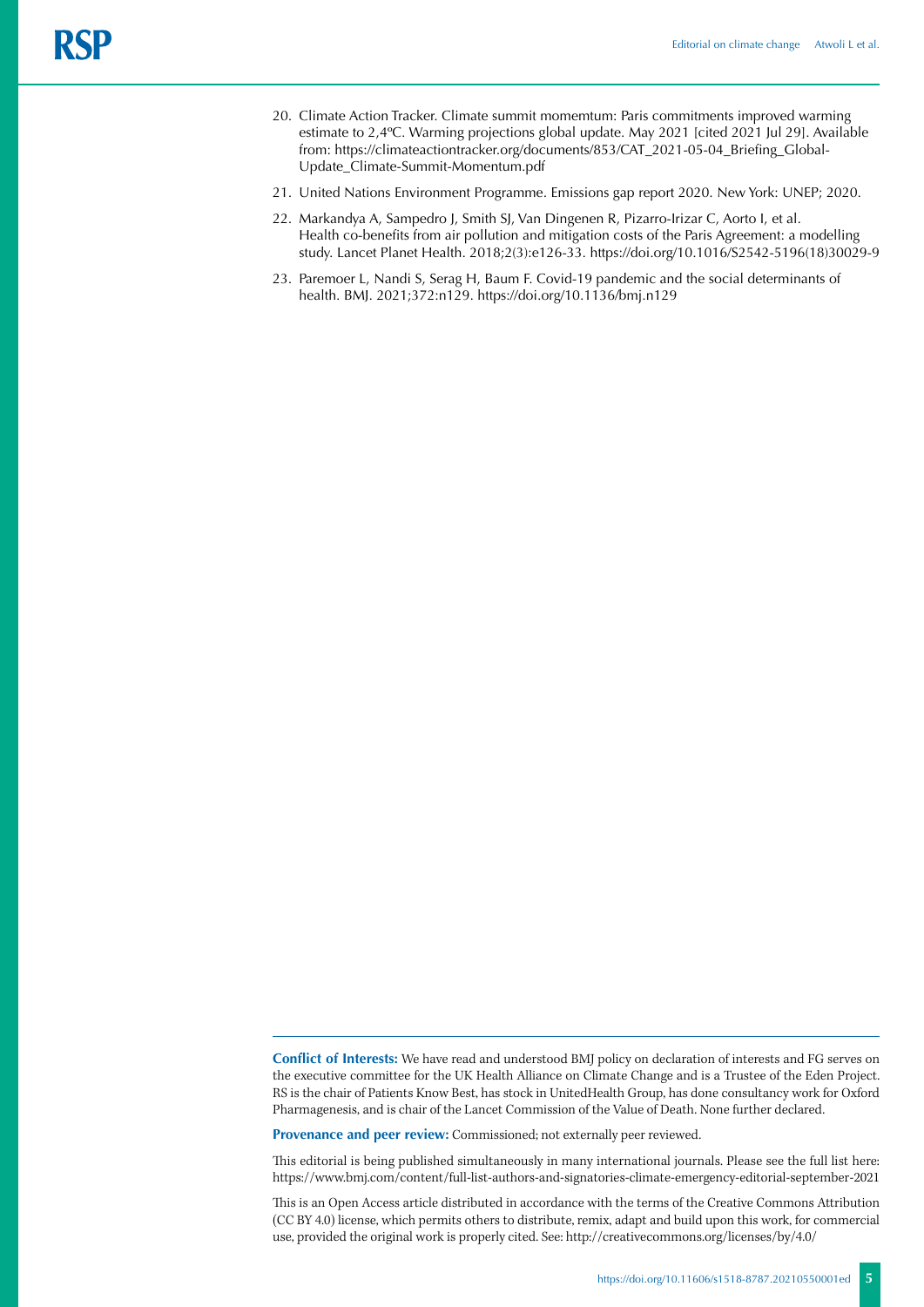20. Climate Action Tracker. Climate summit momemtum: Paris commitments improved warming estimate to 2,4ºC. Warming projections global update. May 2021 [cited 2021 Jul 29]. Available from: https://climateactiontracker.org/documents/853/CAT_2021-05-04_Briefing_Global-Update_Climate-Summit-Momentum.pdf

21. United Nations Environment Programme. Emissions gap report 2020. New York: UNEP; 2020.

22. Markandya A, Sampedro J, Smith SJ, Van Dingenen R, Pizarro-Irizar C, Aorto I, et al. Health co-benefits from air pollution and mitigation costs of the Paris Agreement: a modelling study. Lancet Planet Health. 2018;2(3):e126-33. https://doi.org/10.1016/S2542-5196(18)30029-9

23. Paremoer L, Nandi S, Serag H, Baum F. Covid-19 pandemic and the social determinants of health. BMJ. 2021;372:n129. https://doi.org/10.1136/bmj.n129

---

**Conflict of Interests:** We have read and understood BMJ policy on declaration of interests and FG serves on the executive committee for the UK Health Alliance on Climate Change and is a Trustee of the Eden Project. RS is the chair of Patients Know Best, has stock in UnitedHealth Group, has done consultancy work for Oxford Pharmagenesis, and is chair of the Lancet Commission of the Value of Death. None further declared.

**Provenance and peer review:** Commissioned; not externally peer reviewed.

This editorial is being published simultaneously in many international journals. Please see the full list here: https://www.bmj.com/content/full-list-authors-and-signatories-climate-emergency-editorial-september-2021

This is an Open Access article distributed in accordance with the terms of the Creative Commons Attribution (CC BY 4.0) license, which permits others to distribute, remix, adapt and build upon this work, for commercial use, provided the original work is properly cited. See: http://creativecommons.org/licenses/by/4.0/